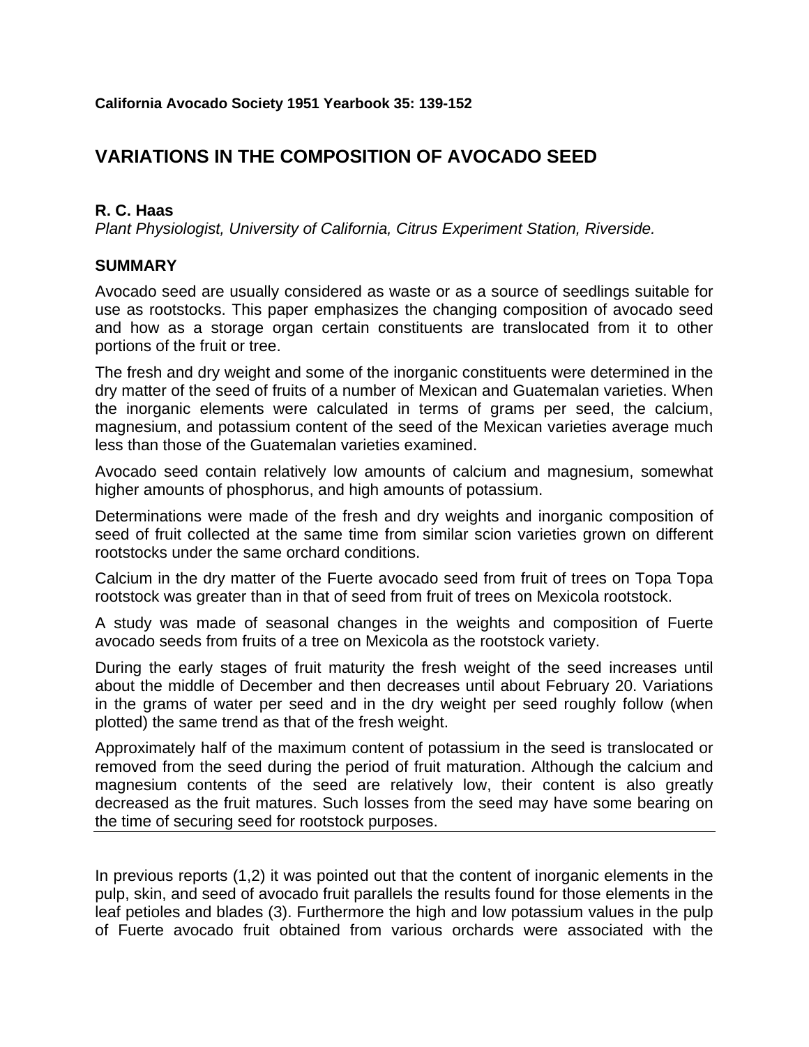California Avocado Society 1951 Yearbook 35: 139-152

# VARIATIONS IN THE COMPOSITION OF AVOCADO SEED

**R. C. Haas**
*Plant Physiologist, University of California, Citrus Experiment Station, Riverside.*

## SUMMARY

Avocado seed are usually considered as waste or as a source of seedlings suitable for use as rootstocks. This paper emphasizes the changing composition of avocado seed and how as a storage organ certain constituents are translocated from it to other portions of the fruit or tree.

The fresh and dry weight and some of the inorganic constituents were determined in the dry matter of the seed of fruits of a number of Mexican and Guatemalan varieties. When the inorganic elements were calculated in terms of grams per seed, the calcium, magnesium, and potassium content of the seed of the Mexican varieties average much less than those of the Guatemalan varieties examined.

Avocado seed contain relatively low amounts of calcium and magnesium, somewhat higher amounts of phosphorus, and high amounts of potassium.

Determinations were made of the fresh and dry weights and inorganic composition of seed of fruit collected at the same time from similar scion varieties grown on different rootstocks under the same orchard conditions.

Calcium in the dry matter of the Fuerte avocado seed from fruit of trees on Topa Topa rootstock was greater than in that of seed from fruit of trees on Mexicola rootstock.

A study was made of seasonal changes in the weights and composition of Fuerte avocado seeds from fruits of a tree on Mexicola as the rootstock variety.

During the early stages of fruit maturity the fresh weight of the seed increases until about the middle of December and then decreases until about February 20. Variations in the grams of water per seed and in the dry weight per seed roughly follow (when plotted) the same trend as that of the fresh weight.

Approximately half of the maximum content of potassium in the seed is translocated or removed from the seed during the period of fruit maturation. Although the calcium and magnesium contents of the seed are relatively low, their content is also greatly decreased as the fruit matures. Such losses from the seed may have some bearing on the time of securing seed for rootstock purposes.

---

In previous reports (1,2) it was pointed out that the content of inorganic elements in the pulp, skin, and seed of avocado fruit parallels the results found for those elements in the leaf petioles and blades (3). Furthermore the high and low potassium values in the pulp of Fuerte avocado fruit obtained from various orchards were associated with the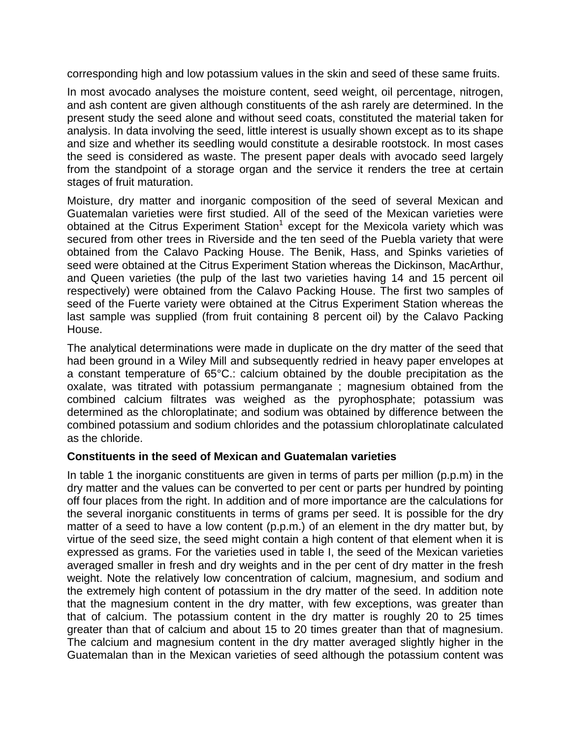corresponding high and low potassium values in the skin and seed of these same fruits.

In most avocado analyses the moisture content, seed weight, oil percentage, nitrogen, and ash content are given although constituents of the ash rarely are determined. In the present study the seed alone and without seed coats, constituted the material taken for analysis. In data involving the seed, little interest is usually shown except as to its shape and size and whether its seedling would constitute a desirable rootstock. In most cases the seed is considered as waste. The present paper deals with avocado seed largely from the standpoint of a storage organ and the service it renders the tree at certain stages of fruit maturation.

Moisture, dry matter and inorganic composition of the seed of several Mexican and Guatemalan varieties were first studied. All of the seed of the Mexican varieties were obtained at the Citrus Experiment Station[1] except for the Mexicola variety which was secured from other trees in Riverside and the ten seed of the Puebla variety that were obtained from the Calavo Packing House. The Benik, Hass, and Spinks varieties of seed were obtained at the Citrus Experiment Station whereas the Dickinson, MacArthur, and Queen varieties (the pulp of the last two varieties having 14 and 15 percent oil respectively) were obtained from the Calavo Packing House. The first two samples of seed of the Fuerte variety were obtained at the Citrus Experiment Station whereas the last sample was supplied (from fruit containing 8 percent oil) by the Calavo Packing House.

The analytical determinations were made in duplicate on the dry matter of the seed that had been ground in a Wiley Mill and subsequently redried in heavy paper envelopes at a constant temperature of 65°C.: calcium obtained by the double precipitation as the oxalate, was titrated with potassium permanganate ; magnesium obtained from the combined calcium filtrates was weighed as the pyrophosphate; potassium was determined as the chloroplatinate; and sodium was obtained by difference between the combined potassium and sodium chlorides and the potassium chloroplatinate calculated as the chloride.

**Constituents in the seed of Mexican and Guatemalan varieties**

In table 1 the inorganic constituents are given in terms of parts per million (p.p.m) in the dry matter and the values can be converted to per cent or parts per hundred by pointing off four places from the right. In addition and of more importance are the calculations for the several inorganic constituents in terms of grams per seed. It is possible for the dry matter of a seed to have a low content (p.p.m.) of an element in the dry matter but, by virtue of the seed size, the seed might contain a high content of that element when it is expressed as grams. For the varieties used in table I, the seed of the Mexican varieties averaged smaller in fresh and dry weights and in the per cent of dry matter in the fresh weight. Note the relatively low concentration of calcium, magnesium, and sodium and the extremely high content of potassium in the dry matter of the seed. In addition note that the magnesium content in the dry matter, with few exceptions, was greater than that of calcium. The potassium content in the dry matter is roughly 20 to 25 times greater than that of calcium and about 15 to 20 times greater than that of magnesium. The calcium and magnesium content in the dry matter averaged slightly higher in the Guatemalan than in the Mexican varieties of seed although the potassium content was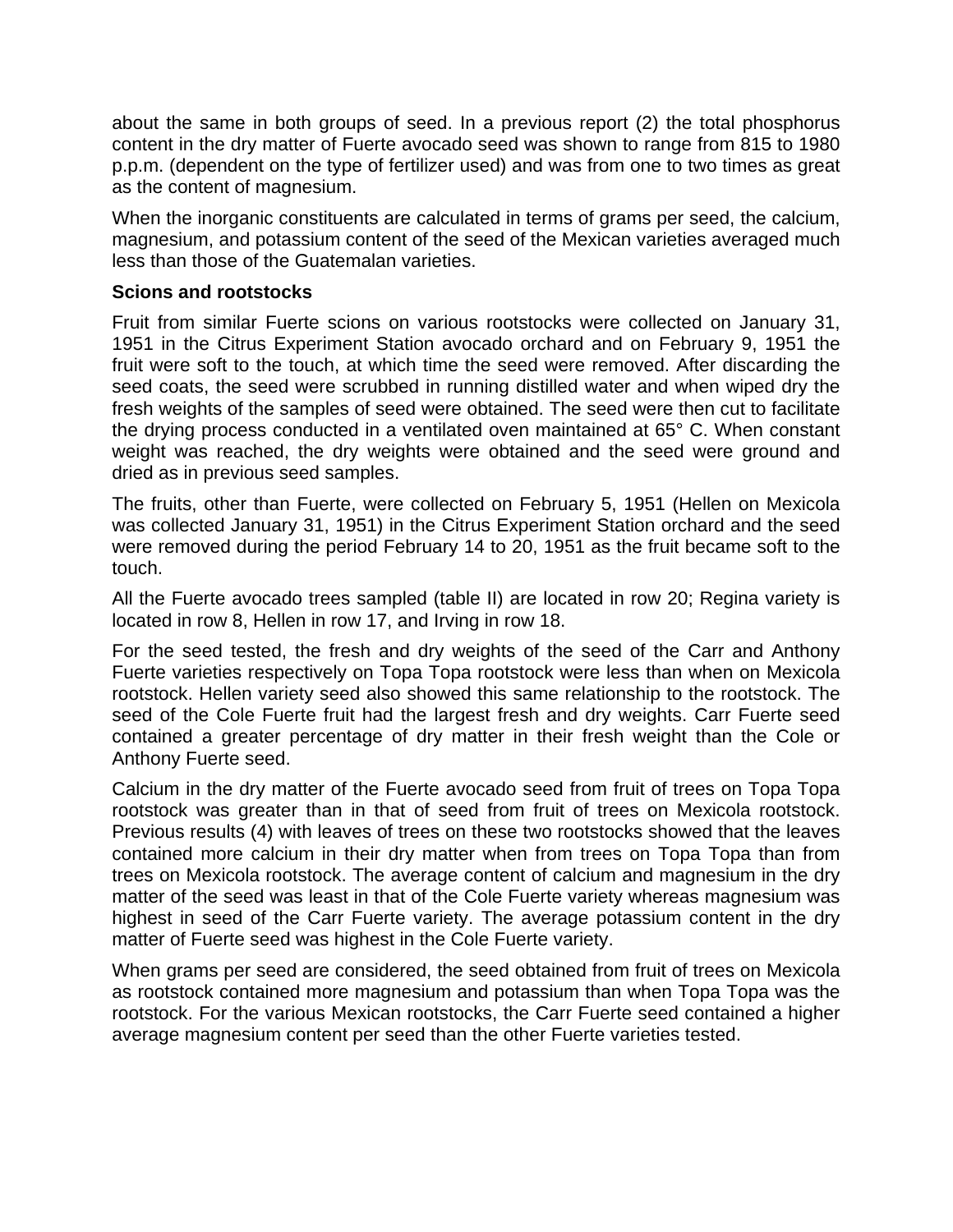about the same in both groups of seed. In a previous report (2) the total phosphorus content in the dry matter of Fuerte avocado seed was shown to range from 815 to 1980 p.p.m. (dependent on the type of fertilizer used) and was from one to two times as great as the content of magnesium.

When the inorganic constituents are calculated in terms of grams per seed, the calcium, magnesium, and potassium content of the seed of the Mexican varieties averaged much less than those of the Guatemalan varieties.

**Scions and rootstocks**

Fruit from similar Fuerte scions on various rootstocks were collected on January 31, 1951 in the Citrus Experiment Station avocado orchard and on February 9, 1951 the fruit were soft to the touch, at which time the seed were removed. After discarding the seed coats, the seed were scrubbed in running distilled water and when wiped dry the fresh weights of the samples of seed were obtained. The seed were then cut to facilitate the drying process conducted in a ventilated oven maintained at 65° C. When constant weight was reached, the dry weights were obtained and the seed were ground and dried as in previous seed samples.

The fruits, other than Fuerte, were collected on February 5, 1951 (Hellen on Mexicola was collected January 31, 1951) in the Citrus Experiment Station orchard and the seed were removed during the period February 14 to 20, 1951 as the fruit became soft to the touch.

All the Fuerte avocado trees sampled (table II) are located in row 20; Regina variety is located in row 8, Hellen in row 17, and Irving in row 18.

For the seed tested, the fresh and dry weights of the seed of the Carr and Anthony Fuerte varieties respectively on Topa Topa rootstock were less than when on Mexicola rootstock. Hellen variety seed also showed this same relationship to the rootstock. The seed of the Cole Fuerte fruit had the largest fresh and dry weights. Carr Fuerte seed contained a greater percentage of dry matter in their fresh weight than the Cole or Anthony Fuerte seed.

Calcium in the dry matter of the Fuerte avocado seed from fruit of trees on Topa Topa rootstock was greater than in that of seed from fruit of trees on Mexicola rootstock. Previous results (4) with leaves of trees on these two rootstocks showed that the leaves contained more calcium in their dry matter when from trees on Topa Topa than from trees on Mexicola rootstock. The average content of calcium and magnesium in the dry matter of the seed was least in that of the Cole Fuerte variety whereas magnesium was highest in seed of the Carr Fuerte variety. The average potassium content in the dry matter of Fuerte seed was highest in the Cole Fuerte variety.

When grams per seed are considered, the seed obtained from fruit of trees on Mexicola as rootstock contained more magnesium and potassium than when Topa Topa was the rootstock. For the various Mexican rootstocks, the Carr Fuerte seed contained a higher average magnesium content per seed than the other Fuerte varieties tested.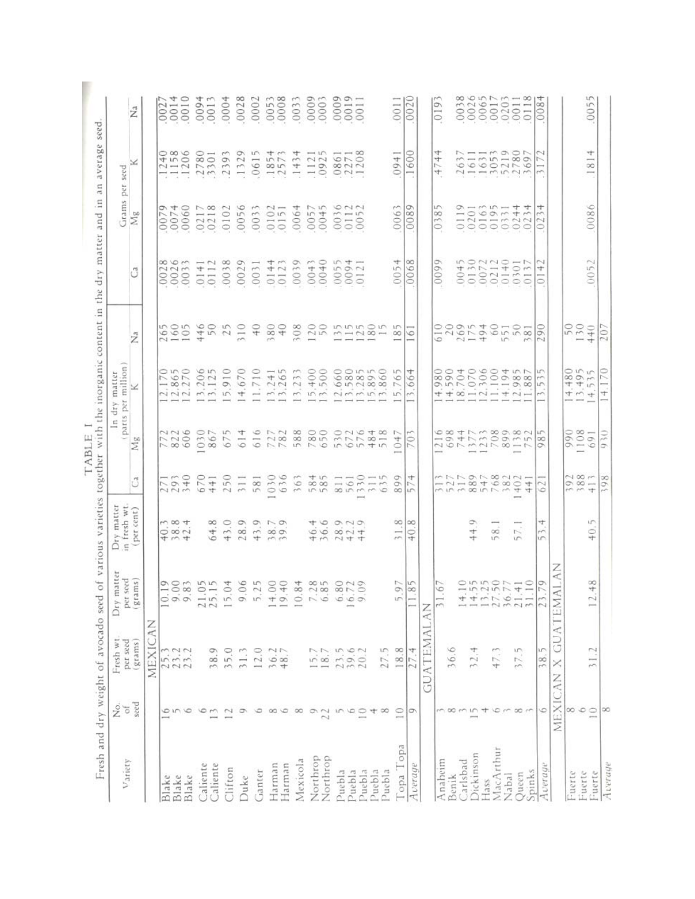TABLE I

Fresh and dry weight of avocado seed of various varieties together with the inorganic content in the dry matter and in an average seed.

| Variety | No. of seed | Fresh wt. per seed (grams) | Dry matter per seed (grams) | Dry matter in fresh wt. (per cent) | In dry matter (parts per million) | | | | Grams per seed | | | |
|---|---|---|---|---|---|---|---|---|---|---|---|---|
| | | | | | Ca | Mg | K | Na | Ca | Mg | K | Na |
| | | MEXICAN | | | | | | | | | | |
| Blake | 16 | 25.3 | 10.19 | 40.3 | 271 | 772 | 12,170 | 265 | .0028 | .0079 | .1240 | .0027 |
| Blake | 5 | 23.2 | 9.00 | 38.8 | 293 | 822 | 12,865 | 160 | .0026 | .0074 | .1158 | .0014 |
| Blake | 6 | 23.2 | 9.83 | 42.4 | 340 | 606 | 12,270 | 105 | .0033 | .0060 | .1206 | .0010 |
| Caliente | 6 | | 21.05 | | 670 | 1030 | 13,206 | 446 | .0141 | .0217 | .2780 | .0094 |
| Caliente | 13 | 38.9 | 25.15 | 64.8 | 441 | 867 | 13,125 | 50 | .0112 | .0218 | .3301 | .0013 |
| Clifton | 12 | 35.0 | 15.04 | 43.0 | 250 | 675 | 15,910 | 25 | .0038 | .0102 | .2393 | .0004 |
| Duke | 9 | 31.3 | 9.06 | 28.9 | 311 | 614 | 14,670 | 310 | .0029 | .0056 | .1329 | .0028 |
| Ganter | 6 | 12.0 | 5.25 | 43.9 | 581 | 616 | 11,710 | 40 | .0031 | .0033 | .0615 | .0002 |
| Harman | 8 | 36.2 | 14.00 | 38.7 | 1030 | 727 | 13,241 | 380 | .0144 | .0102 | .1854 | .0053 |
| Harman | 6 | 48.7 | 19.40 | 39.9 | 636 | 782 | 13,265 | 40 | .0123 | .0151 | .2573 | .0008 |
| Mexicola | 8 | | 10.84 | | 363 | 588 | 13,233 | 308 | .0039 | .0064 | .1434 | .0033 |
| Northrop | 9 | 15.7 | 7.28 | 46.4 | 584 | 780 | 15,400 | 120 | .0043 | .0057 | .1121 | .0009 |
| Northrop | 22 | 18.7 | 6.85 | 36.6 | 585 | 650 | 13,500 | 50 | .0040 | .0045 | .0925 | .0003 |
| Puebla | 5 | 23.5 | 6.80 | 28.9 | 811 | 530 | 12,660 | 135 | .0055 | .0036 | .0861 | .0009 |
| Puebla | 6 | 39.6 | 16.72 | 42.2 | 561 | 672 | 13,580 | 115 | .0094 | .0112 | .2271 | .0019 |
| Puebla | 10 | 20.2 | 9.09 | 44.9 | 1330 | 576 | 13,285 | 125 | .0121 | .0052 | .1208 | .0011 |
| Puebla | 4 | | | | 311 | 484 | 15,895 | 180 | | | | |
| Puebla | 8 | 27.5 | | | 635 | 518 | 13,860 | 15 | | | | |
| Topa Topa | 10 | 18.8 | 5.97 | 31.8 | 899 | 1047 | 15,765 | 185 | .0054 | .0063 | .0941 | .0011 |
| *Average* | 9 | 27.4 | 11.85 | 40.8 | 574 | 703 | 13,664 | 161 | .0068 | .0089 | .1600 | .0020 |
| | | GUATEMALAN | | | | | | | | | | |
| Anaheim | 3 | | 31.67 | | 313 | 1216 | 14,980 | 610 | .0099 | .0385 | .4744 | .0193 |
| Benik | 8 | 36.6 | | | 527 | 698 | 14,590 | 20 | | | | |
| Carlsbad | 3 | | 14.10 | | 317 | 744 | 18,704 | 269 | .0045 | .0119 | .2637 | .0038 |
| Dickinson | 15 | 32.4 | 14.55 | 44.9 | 889 | 1377 | 11,070 | 175 | .0130 | .0201 | .1611 | .0026 |
| Hass | 4 | | 13.25 | | 547 | 1233 | 12,306 | 494 | .0072 | .0163 | .1631 | .0065 |
| MacArthur | 6 | 47.3 | 27.50 | 58.1 | 768 | 708 | 11,100 | 60 | .0212 | .0195 | .3053 | .0017 |
| Nabal | 3 | | 36.77 | | 382 | 899 | 14,194 | 551 | .0140 | .0331 | .5219 | .0203 |
| Queen | 8 | 37.5 | 21.41 | 57.1 | 1402 | 1138 | 12,985 | 50 | .0301 | .0244 | .2780 | .0011 |
| Spinks | 3 | | 31.10 | | 441 | 752 | 11,887 | 381 | .0137 | .0234 | .3697 | .0118 |
| *Average* | 6 | 38.5 | 23.79 | 53.4 | 621 | 985 | 13,535 | 290 | .0142 | .0234 | .3172 | .0084 |
| | | MEXICAN X GUATEMALAN | | | | | | | | | | |
| Fuerte | 8 | | | | 392 | 990 | 14,480 | 50 | | | | |
| Fuerte | 6 | | | | 388 | 1108 | 13,495 | 130 | | | | |
| Fuerte | 10 | 31.2 | 12.48 | 40.5 | 413 | 691 | 14,535 | 440 | .0052 | .0086 | .1814 | .0055 |
| *Average* | 8 | | | | 398 | 930 | 14,170 | 207 | | | | |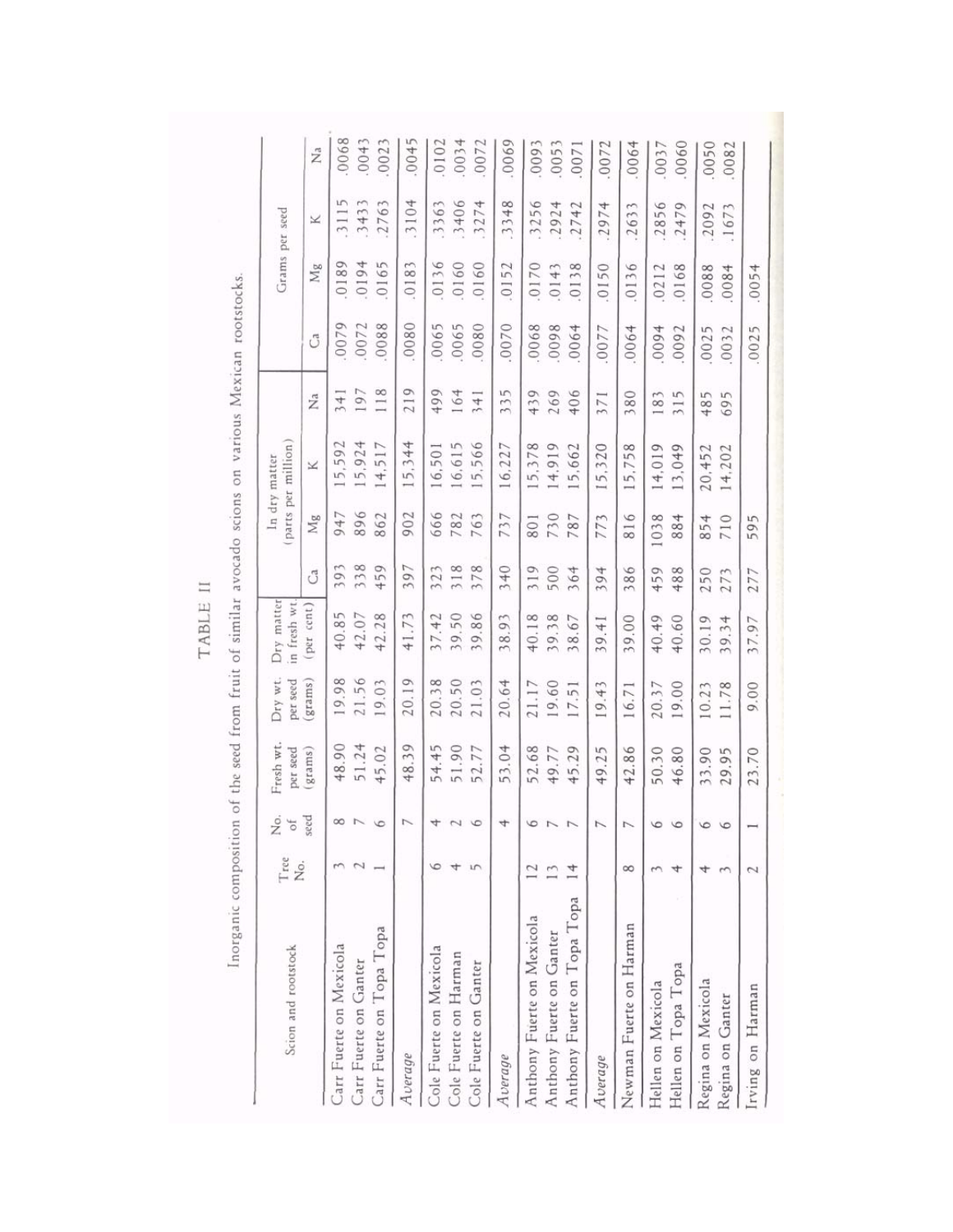TABLE II

Inorganic composition of the seed from fruit of similar avocado scions on various Mexican rootstocks.

| Scion and rootstock | Tree No. | No. of seed | Fresh wt. per seed (grams) | Dry wt. per seed (grams) | Dry matter in fresh wt. (per cent) | In dry matter (parts per million) | | | | Grams per seed | | | |
|---|---|---|---|---|---|---|---|---|---|---|---|---|---|
| | | | | | | Ca | Mg | K | Na | Ca | Mg | K | Na |
| Carr Fuerte on Mexicola | 3 | 8 | 48.90 | 19.98 | 40.85 | 393 | 947 | 15,592 | 341 | .0079 | .0189 | .3115 | .0068 |
| Carr Fuerte on Ganter | 2 | 7 | 51.24 | 21.56 | 42.07 | 338 | 896 | 15,924 | 197 | .0072 | .0194 | .3433 | .0043 |
| Carr Fuerte on Topa Topa | 1 | 6 | 45.02 | 19.03 | 42.28 | 459 | 862 | 14,517 | 118 | .0088 | .0165 | .2763 | .0023 |
| *Average* | | 7 | 48.39 | 20.19 | 41.73 | 397 | 902 | 15,344 | 219 | .0080 | .0183 | .3104 | .0045 |
| Cole Fuerte on Mexicola | 6 | 4 | 54.45 | 20.38 | 37.42 | 323 | 666 | 16,501 | 499 | .0065 | .0136 | .3363 | .0102 |
| Cole Fuerte on Harman | 4 | 2 | 51.90 | 20.50 | 39.50 | 318 | 782 | 16,615 | 164 | .0065 | .0160 | .3406 | .0034 |
| Cole Fuerte on Ganter | 5 | 6 | 52.77 | 21.03 | 39.86 | 378 | 763 | 15,566 | 341 | .0080 | .0160 | .3274 | .0072 |
| *Average* | | 4 | 53.04 | 20.64 | 38.93 | 340 | 737 | 16,227 | 335 | .0070 | .0152 | .3348 | .0069 |
| Anthony Fuerte on Mexicola | 12 | 6 | 52.68 | 21.17 | 40.18 | 319 | 801 | 15,378 | 439 | .0068 | .0170 | .3256 | .0093 |
| Anthony Fuerte on Ganter | 13 | 7 | 49.77 | 19.60 | 39.38 | 500 | 730 | 14,919 | 269 | .0098 | .0143 | .2924 | .0053 |
| Anthony Fuerte on Topa Topa | 14 | 7 | 45.29 | 17.51 | 38.67 | 364 | 787 | 15,662 | 406 | .0064 | .0138 | .2742 | .0071 |
| *Average* | | 7 | 49.25 | 19.43 | 39.41 | 394 | 773 | 15,320 | 371 | .0077 | .0150 | .2974 | .0072 |
| Newman Fuerte on Harman | 8 | 7 | 42.86 | 16.71 | 39.00 | 386 | 816 | 15,758 | 380 | .0064 | .0136 | .2633 | .0064 |
| Hellen on Mexicola | 3 | 6 | 50.30 | 20.37 | 40.49 | 459 | 1038 | 14,019 | 183 | .0094 | .0212 | .2856 | .0037 |
| Hellen on Topa Topa | 4 | 6 | 46.80 | 19.00 | 40.60 | 488 | 884 | 13,049 | 315 | .0092 | .0168 | .2479 | .0060 |
| Regina on Mexicola | 4 | 6 | 33.90 | 10.23 | 30.19 | 250 | 854 | 20,452 | 485 | .0025 | .0088 | .2092 | .0050 |
| Regina on Ganter | 3 | 6 | 29.95 | 11.78 | 39.34 | 273 | 710 | 14,202 | 695 | .0032 | .0084 | .1673 | .0082 |
| Irving on Harman | 2 | 1 | 23.70 | 9.00 | 37.97 | 277 | 595 | | | .0025 | .0054 | | |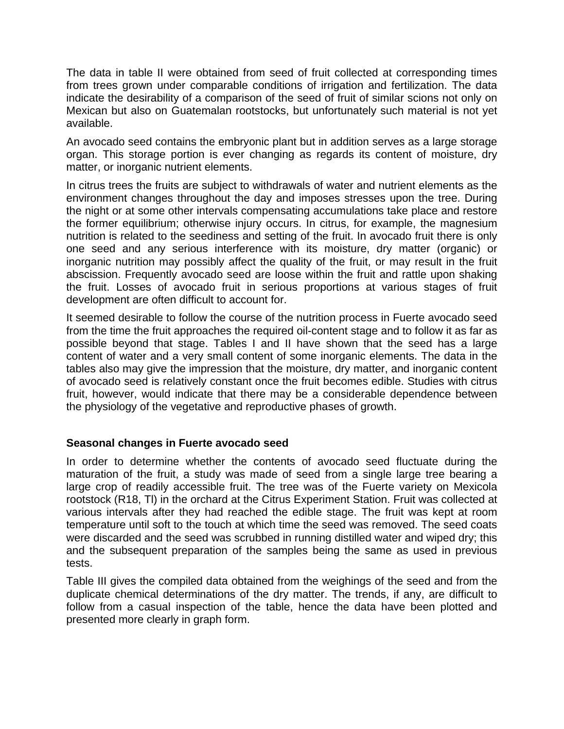The data in table II were obtained from seed of fruit collected at corresponding times from trees grown under comparable conditions of irrigation and fertilization. The data indicate the desirability of a comparison of the seed of fruit of similar scions not only on Mexican but also on Guatemalan rootstocks, but unfortunately such material is not yet available.

An avocado seed contains the embryonic plant but in addition serves as a large storage organ. This storage portion is ever changing as regards its content of moisture, dry matter, or inorganic nutrient elements.

In citrus trees the fruits are subject to withdrawals of water and nutrient elements as the environment changes throughout the day and imposes stresses upon the tree. During the night or at some other intervals compensating accumulations take place and restore the former equilibrium; otherwise injury occurs. In citrus, for example, the magnesium nutrition is related to the seediness and setting of the fruit. In avocado fruit there is only one seed and any serious interference with its moisture, dry matter (organic) or inorganic nutrition may possibly affect the quality of the fruit, or may result in the fruit abscission. Frequently avocado seed are loose within the fruit and rattle upon shaking the fruit. Losses of avocado fruit in serious proportions at various stages of fruit development are often difficult to account for.

It seemed desirable to follow the course of the nutrition process in Fuerte avocado seed from the time the fruit approaches the required oil-content stage and to follow it as far as possible beyond that stage. Tables I and II have shown that the seed has a large content of water and a very small content of some inorganic elements. The data in the tables also may give the impression that the moisture, dry matter, and inorganic content of avocado seed is relatively constant once the fruit becomes edible. Studies with citrus fruit, however, would indicate that there may be a considerable dependence between the physiology of the vegetative and reproductive phases of growth.

### Seasonal changes in Fuerte avocado seed

In order to determine whether the contents of avocado seed fluctuate during the maturation of the fruit, a study was made of seed from a single large tree bearing a large crop of readily accessible fruit. The tree was of the Fuerte variety on Mexicola rootstock (R18, Tl) in the orchard at the Citrus Experiment Station. Fruit was collected at various intervals after they had reached the edible stage. The fruit was kept at room temperature until soft to the touch at which time the seed was removed. The seed coats were discarded and the seed was scrubbed in running distilled water and wiped dry; this and the subsequent preparation of the samples being the same as used in previous tests.

Table III gives the compiled data obtained from the weighings of the seed and from the duplicate chemical determinations of the dry matter. The trends, if any, are difficult to follow from a casual inspection of the table, hence the data have been plotted and presented more clearly in graph form.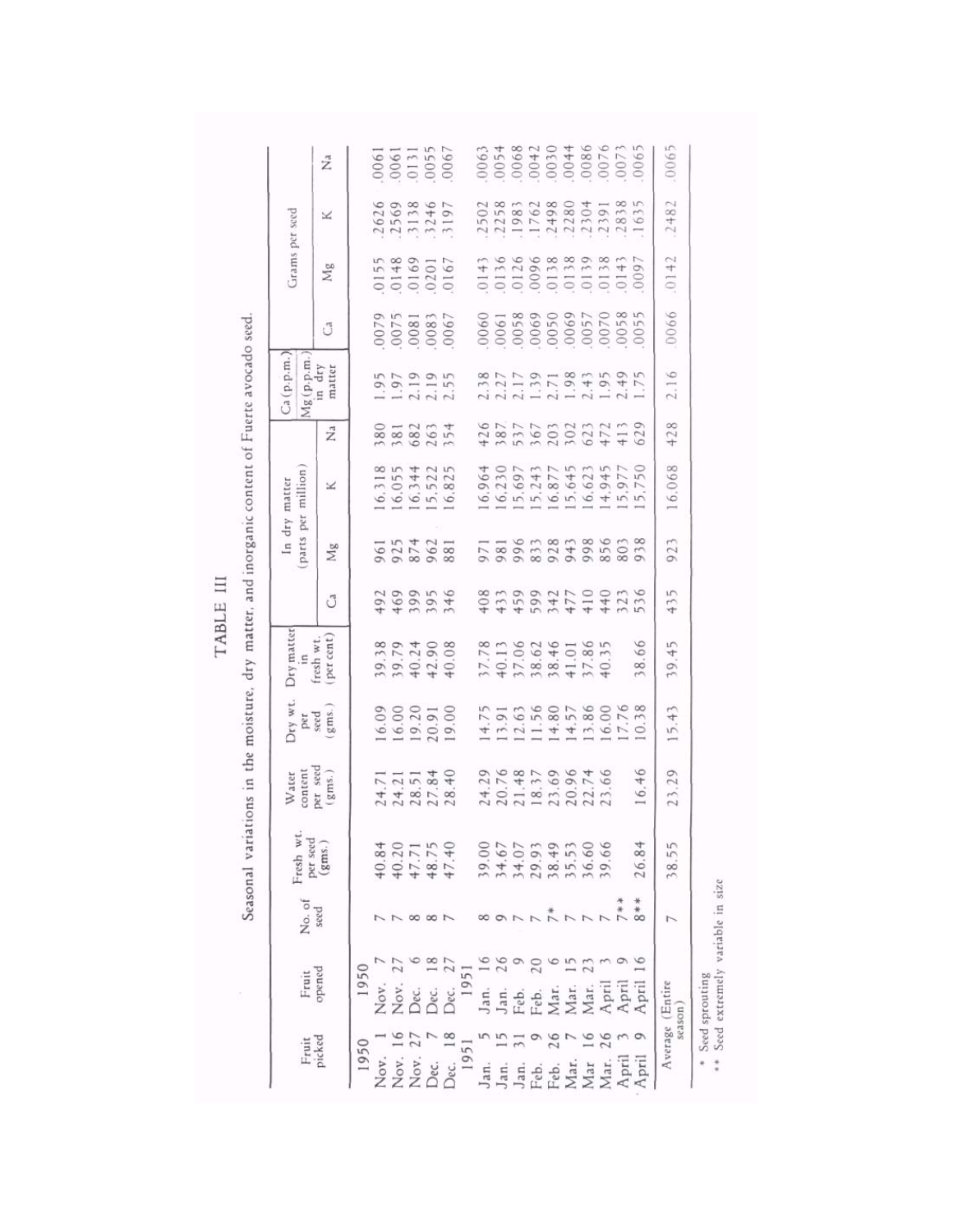# TABLE III

Seasonal variations in the moisture, dry matter, and inorganic content of Fuerte avocado seed.

| Fruit picked | Fruit opened | No. of seed | Fresh wt. per seed (gms.) | Water content per seed (gms.) | Dry wt. per seed (gms.) | Dry matter in fresh wt. (per cent) | In dry matter (parts per million) | | | | Ca (p.p.m.) / Mg (p.p.m.) in dry matter | Grams per seed | | | |
|---|---|---|---|---|---|---|---|---|---|---|---|---|---|---|---|
| | | | | | | | Ca | Mg | K | Na | | Ca | Mg | K | Na |
| **1950** | **1950** | | | | | | | | | | | | | | |
| Nov. 1 | Nov. 7 | 7 | 40.84 | 24.71 | 16.09 | 39.38 | 492 | 961 | 16,318 | 380 | 1.95 | .0079 | .0155 | .2626 | .0061 |
| Nov. 16 | Nov. 27 | 7 | 40.20 | 24.21 | 16.00 | 39.79 | 469 | 925 | 16,055 | 381 | 1.97 | .0075 | .0148 | .2569 | .0061 |
| Nov. 27 | Dec. 6 | 8 | 47.71 | 28.51 | 19.20 | 40.24 | 399 | 874 | 16,344 | 682 | 2.19 | .0081 | .0169 | .3138 | .0131 |
| Dec. 7 | Dec. 18 | 8 | 48.75 | 27.84 | 20.91 | 42.90 | 395 | 962 | 15,522 | 263 | 2.19 | .0083 | .0201 | .3246 | .0055 |
| Dec. 18 | Dec. 27 | 7 | 47.40 | 28.40 | 19.00 | 40.08 | 346 | 881 | 16,825 | 354 | 2.55 | .0067 | .0167 | .3197 | .0067 |
| **1951** | **1951** | | | | | | | | | | | | | | |
| Jan. 5 | Jan. 16 | 8 | 39.00 | 24.29 | 14.75 | 37.78 | 408 | 971 | 16,964 | 426 | 2.38 | .0060 | .0143 | .2502 | .0063 |
| Jan. 15 | Jan. 26 | 9 | 34.67 | 20.76 | 13.91 | 40.13 | 433 | 981 | 16,230 | 387 | 2.27 | .0061 | .0136 | .2258 | .0054 |
| Jan. 31 | Feb. 9 | 7 | 34.07 | 21.48 | 12.63 | 37.06 | 459 | 996 | 15,697 | 537 | 2.17 | .0058 | .0126 | .1983 | .0068 |
| Feb. 9 | Feb. 20 | 7 | 29.93 | 18.37 | 11.56 | 38.62 | 599 | 833 | 15,243 | 367 | 1.39 | .0069 | .0096 | .1762 | .0042 |
| Feb. 26 | Mar. 6 | 7* | 38.49 | 23.69 | 14.80 | 38.46 | 342 | 928 | 16,877 | 203 | 2.71 | .0050 | .0138 | .2498 | .0030 |
| Mar. 7 | Mar. 15 | 7 | 35.53 | 20.96 | 14.57 | 41.01 | 477 | 943 | 15,645 | 302 | 1.98 | .0069 | .0138 | .2280 | .0044 |
| Mar 16 | Mar. 23 | 7 | 36.60 | 22.74 | 13.86 | 37.86 | 410 | 998 | 16,623 | 623 | 2.43 | .0057 | .0139 | .2304 | .0086 |
| Mar. 26 | April 3 | 7 | 39.66 | 23.66 | 16.00 | 40.35 | 440 | 856 | 14,945 | 472 | 1.95 | .0070 | .0138 | .2391 | .0076 |
| April 3 | April 9 | 7** | | | 17.76 | | 323 | 803 | 15,977 | 413 | 2.49 | .0058 | .0143 | .2838 | .0073 |
| April 9 | April 16 | 8** | 26.84 | 16.46 | 10.38 | 38.66 | 536 | 938 | 15,750 | 629 | 1.75 | .0055 | .0097 | .1635 | .0065 |
| Average (Entire season) | | 7 | 38.55 | 23.29 | 15.43 | 39.45 | 435 | 923 | 16,068 | 428 | 2.16 | .0066 | .0142 | .2482 | .0065 |

\* Seed sprouting
\*\* Seed extremely variable in size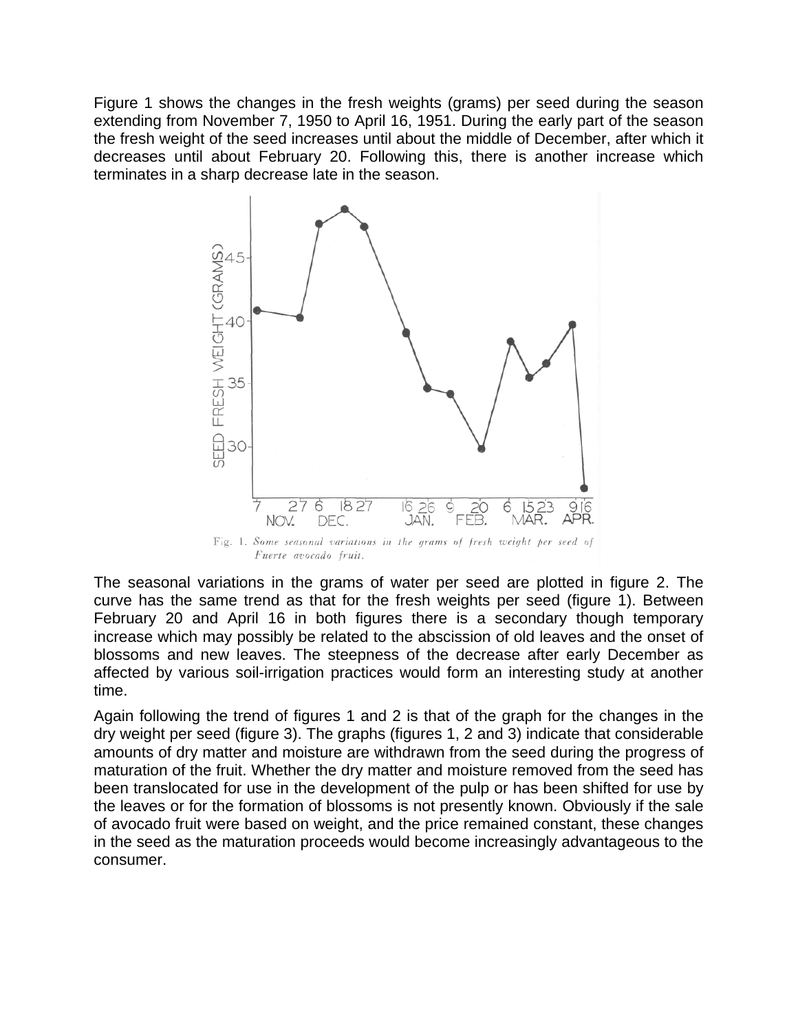Figure 1 shows the changes in the fresh weights (grams) per seed during the season extending from November 7, 1950 to April 16, 1951. During the early part of the season the fresh weight of the seed increases until about the middle of December, after which it decreases until about February 20. Following this, there is another increase which terminates in a sharp decrease late in the season.

Fig. 1. *Some seasonal variations in the grams of fresh weight per seed of Fuerte avocado fruit.*

The seasonal variations in the grams of water per seed are plotted in figure 2. The curve has the same trend as that for the fresh weights per seed (figure 1). Between February 20 and April 16 in both figures there is a secondary though temporary increase which may possibly be related to the abscission of old leaves and the onset of blossoms and new leaves. The steepness of the decrease after early December as affected by various soil-irrigation practices would form an interesting study at another time.

Again following the trend of figures 1 and 2 is that of the graph for the changes in the dry weight per seed (figure 3). The graphs (figures 1, 2 and 3) indicate that considerable amounts of dry matter and moisture are withdrawn from the seed during the progress of maturation of the fruit. Whether the dry matter and moisture removed from the seed has been translocated for use in the development of the pulp or has been shifted for use by the leaves or for the formation of blossoms is not presently known. Obviously if the sale of avocado fruit were based on weight, and the price remained constant, these changes in the seed as the maturation proceeds would become increasingly advantageous to the consumer.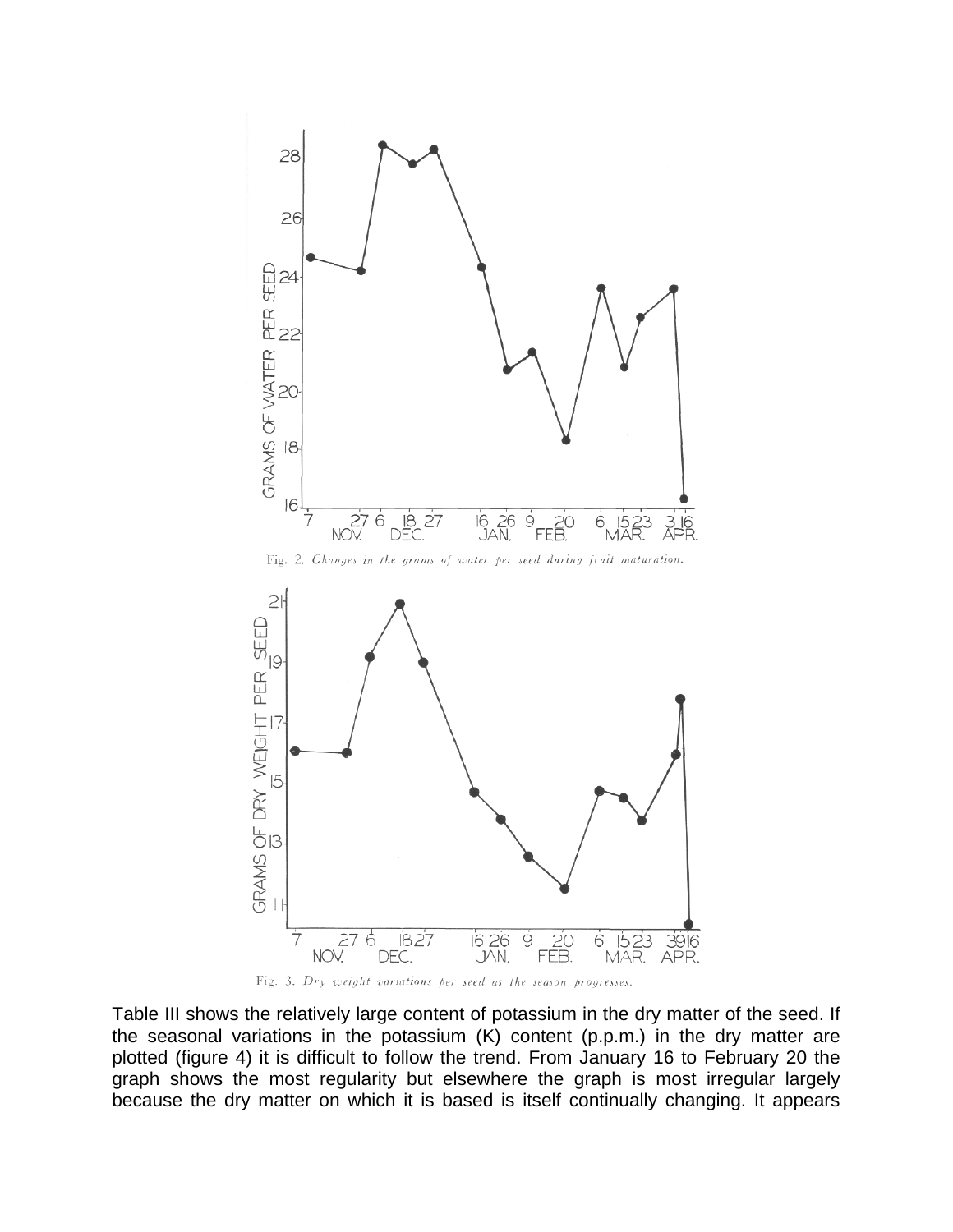Fig. 2. *Changes in the grams of water per seed during fruit maturation.*

Fig. 3. *Dry weight variations per seed as the season progresses.*

Table III shows the relatively large content of potassium in the dry matter of the seed. If the seasonal variations in the potassium (K) content (p.p.m.) in the dry matter are plotted (figure 4) it is difficult to follow the trend. From January 16 to February 20 the graph shows the most regularity but elsewhere the graph is most irregular largely because the dry matter on which it is based is itself continually changing. It appears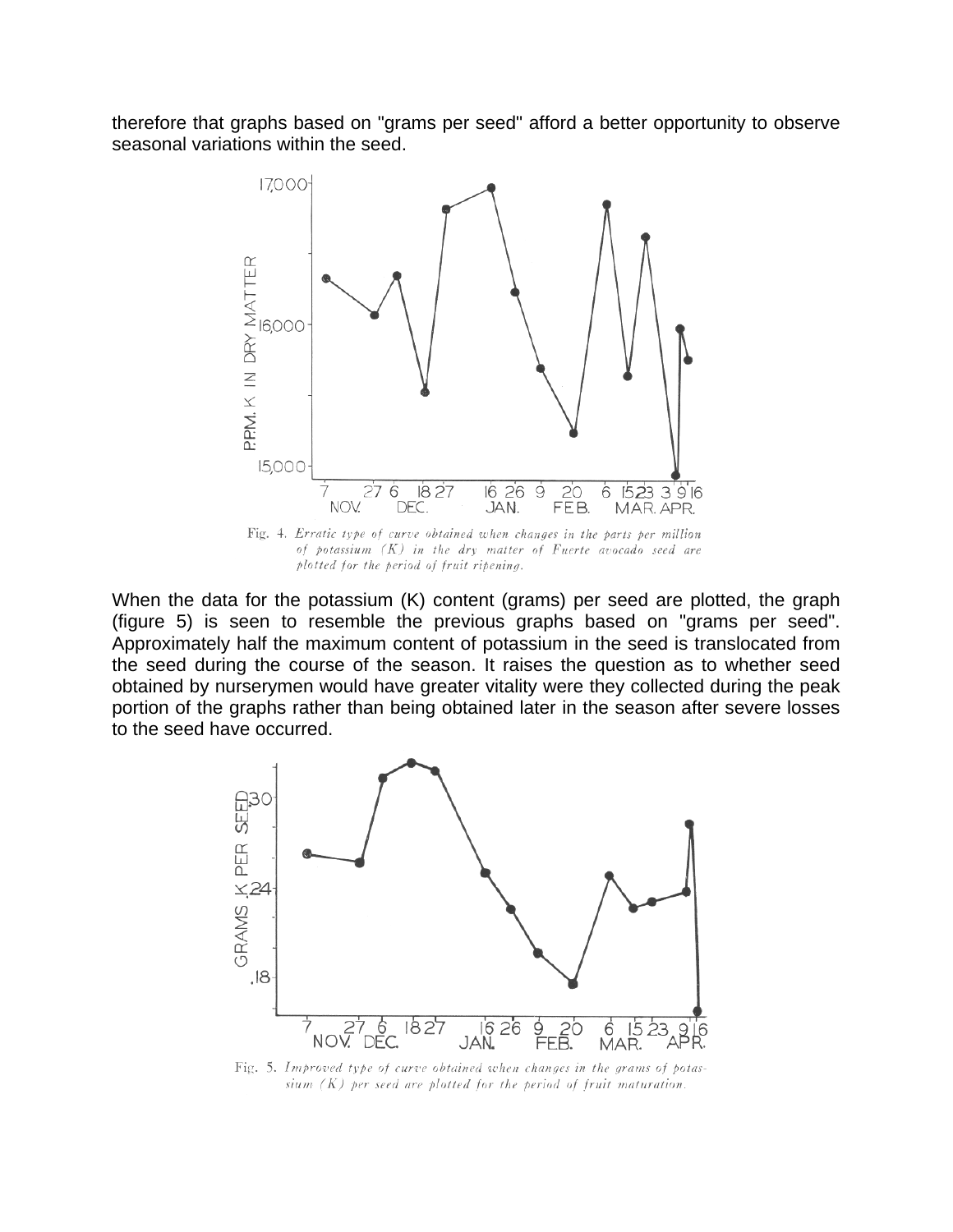therefore that graphs based on "grams per seed" afford a better opportunity to observe seasonal variations within the seed.

Fig. 4. *Erratic type of curve obtained when changes in the parts per million of potassium (K) in the dry matter of Fuerte avocado seed are plotted for the period of fruit ripening.*

When the data for the potassium (K) content (grams) per seed are plotted, the graph (figure 5) is seen to resemble the previous graphs based on "grams per seed". Approximately half the maximum content of potassium in the seed is translocated from the seed during the course of the season. It raises the question as to whether seed obtained by nurserymen would have greater vitality were they collected during the peak portion of the graphs rather than being obtained later in the season after severe losses to the seed have occurred.

Fig. 5. *Improved type of curve obtained when changes in the grams of potassium (K) per seed are plotted for the period of fruit maturation.*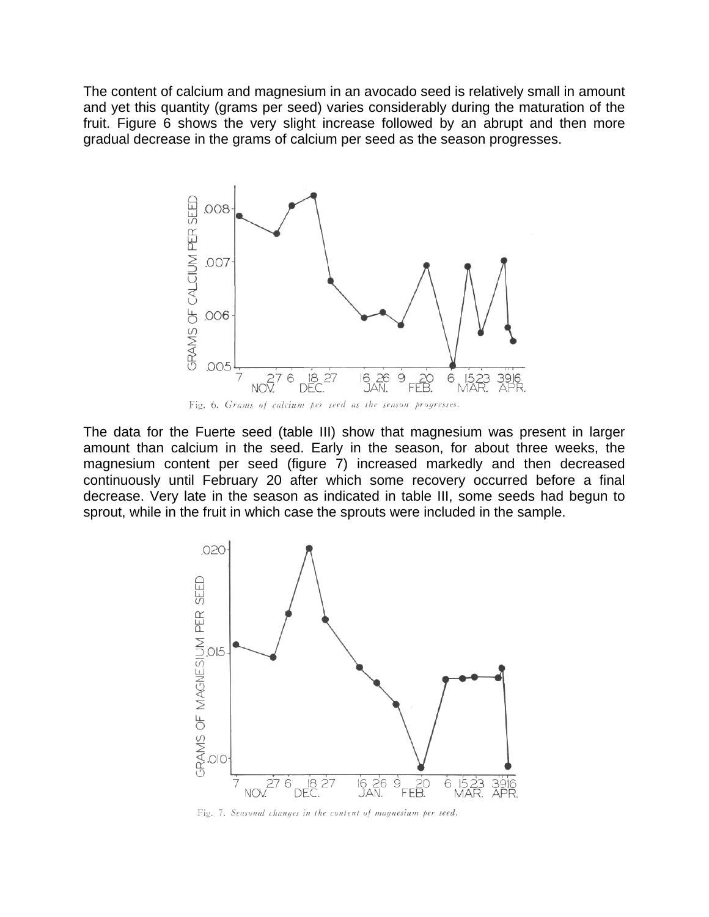The content of calcium and magnesium in an avocado seed is relatively small in amount and yet this quantity (grams per seed) varies considerably during the maturation of the fruit. Figure 6 shows the very slight increase followed by an abrupt and then more gradual decrease in the grams of calcium per seed as the season progresses.

Fig. 6. *Grams of calcium per seed as the season progresses.*

The data for the Fuerte seed (table III) show that magnesium was present in larger amount than calcium in the seed. Early in the season, for about three weeks, the magnesium content per seed (figure 7) increased markedly and then decreased continuously until February 20 after which some recovery occurred before a final decrease. Very late in the season as indicated in table III, some seeds had begun to sprout, while in the fruit in which case the sprouts were included in the sample.

Fig. 7. *Seasonal changes in the content of magnesium per seed.*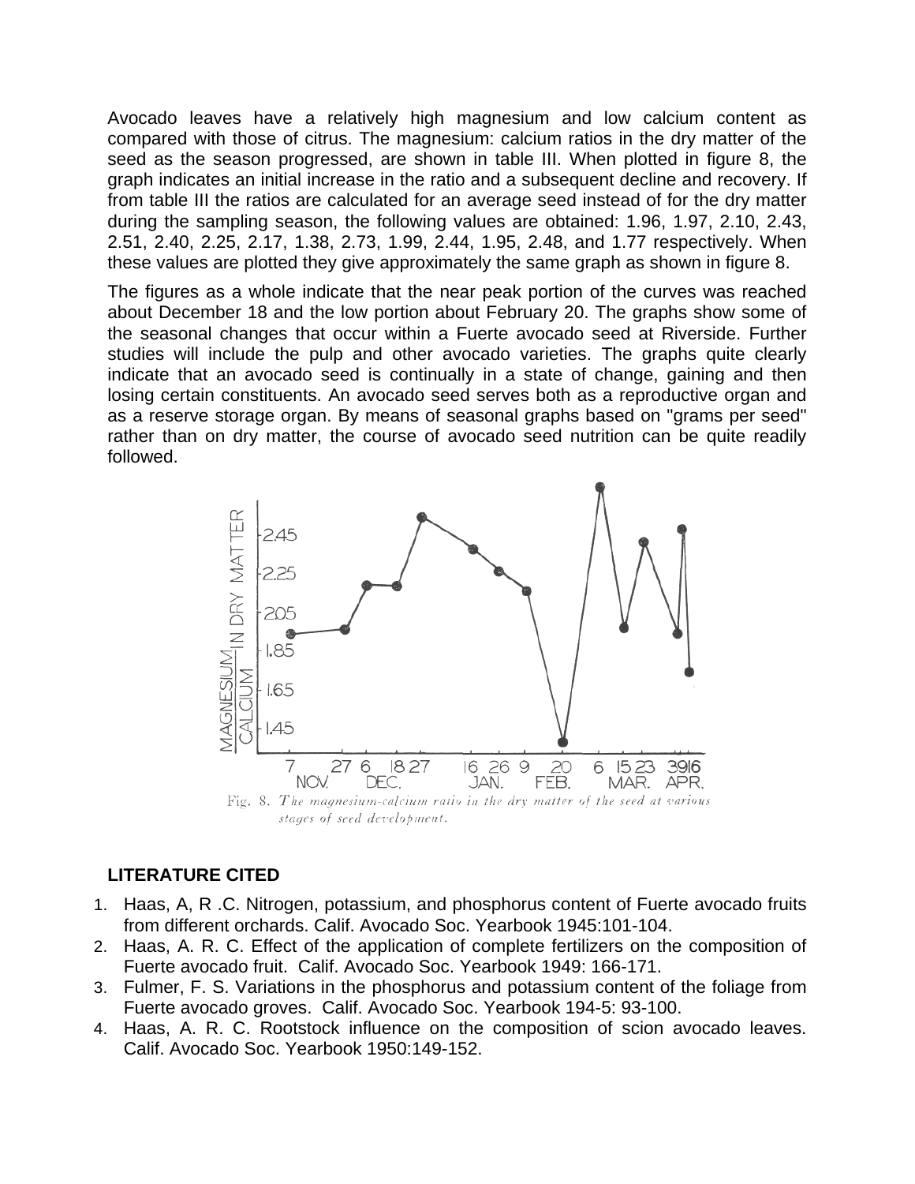Avocado leaves have a relatively high magnesium and low calcium content as compared with those of citrus. The magnesium: calcium ratios in the dry matter of the seed as the season progressed, are shown in table III. When plotted in figure 8, the graph indicates an initial increase in the ratio and a subsequent decline and recovery. If from table III the ratios are calculated for an average seed instead of for the dry matter during the sampling season, the following values are obtained: 1.96, 1.97, 2.10, 2.43, 2.51, 2.40, 2.25, 2.17, 1.38, 2.73, 1.99, 2.44, 1.95, 2.48, and 1.77 respectively. When these values are plotted they give approximately the same graph as shown in figure 8.

The figures as a whole indicate that the near peak portion of the curves was reached about December 18 and the low portion about February 20. The graphs show some of the seasonal changes that occur within a Fuerte avocado seed at Riverside. Further studies will include the pulp and other avocado varieties. The graphs quite clearly indicate that an avocado seed is continually in a state of change, gaining and then losing certain constituents. An avocado seed serves both as a reproductive organ and as a reserve storage organ. By means of seasonal graphs based on "grams per seed" rather than on dry matter, the course of avocado seed nutrition can be quite readily followed.

MAGNESIUM / CALCIUM IN DRY MATTER

2.45
2.25
2.05
1.85
1.65
1.45

7 NOV. 27 6 DEC. 18 27 16 JAN. 26 9 FEB. 20 6 MAR. 15 23 3 9 16 APR.

Fig. 8. *The magnesium-calcium ratio in the dry matter of the seed at various stages of seed development.*

## LITERATURE CITED

1. Haas, A, R .C. Nitrogen, potassium, and phosphorus content of Fuerte avocado fruits from different orchards. Calif. Avocado Soc. Yearbook 1945:101-104.
2. Haas, A. R. C. Effect of the application of complete fertilizers on the composition of Fuerte avocado fruit. Calif. Avocado Soc. Yearbook 1949: 166-171.
3. Fulmer, F. S. Variations in the phosphorus and potassium content of the foliage from Fuerte avocado groves. Calif. Avocado Soc. Yearbook 194-5: 93-100.
4. Haas, A. R. C. Rootstock influence on the composition of scion avocado leaves. Calif. Avocado Soc. Yearbook 1950:149-152.